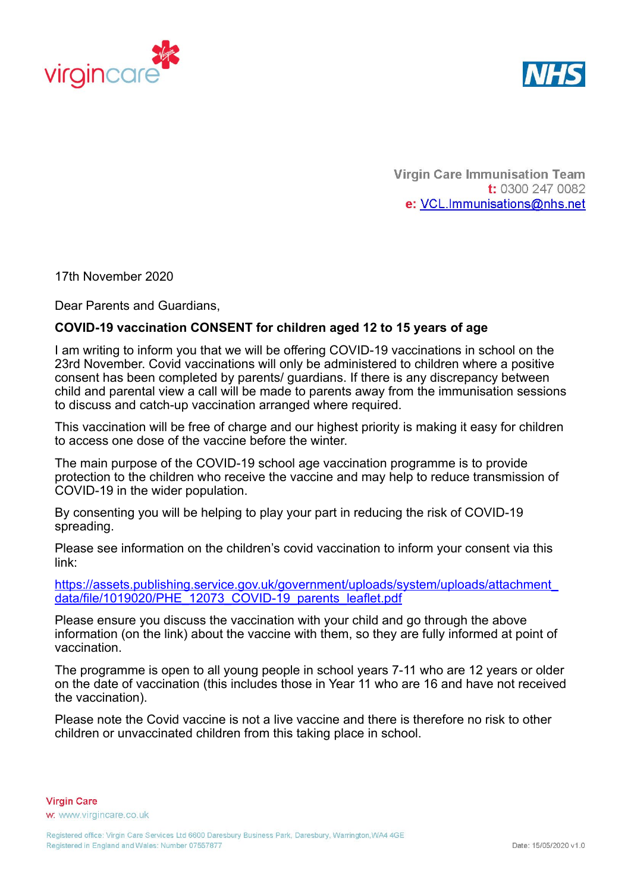Virgin Care Immunisation Team
**t:** 0300 247 0082
**e:** VCL.Immunisations@nhs.net

17th November 2020

Dear Parents and Guardians,

**COVID-19 vaccination CONSENT for children aged 12 to 15 years of age**

I am writing to inform you that we will be offering COVID-19 vaccinations in school on the 23rd November. Covid vaccinations will only be administered to children where a positive consent has been completed by parents/ guardians. If there is any discrepancy between child and parental view a call will be made to parents away from the immunisation sessions to discuss and catch-up vaccination arranged where required.

This vaccination will be free of charge and our highest priority is making it easy for children to access one dose of the vaccine before the winter.

The main purpose of the COVID-19 school age vaccination programme is to provide protection to the children who receive the vaccine and may help to reduce transmission of COVID-19 in the wider population.

By consenting you will be helping to play your part in reducing the risk of COVID-19 spreading.

Please see information on the children's covid vaccination to inform your consent via this link:

https://assets.publishing.service.gov.uk/government/uploads/system/uploads/attachment_data/file/1019020/PHE_12073_COVID-19_parents_leaflet.pdf

Please ensure you discuss the vaccination with your child and go through the above information (on the link) about the vaccine with them, so they are fully informed at point of vaccination.

The programme is open to all young people in school years 7-11 who are 12 years or older on the date of vaccination (this includes those in Year 11 who are 16 and have not received the vaccination).

Please note the Covid vaccine is not a live vaccine and there is therefore no risk to other children or unvaccinated children from this taking place in school.

Virgin Care
w: www.virgincare.co.uk

Registered office: Virgin Care Services Ltd 6600 Daresbury Business Park, Daresbury, Warrington, WA4 4GE
Registered in England and Wales: Number 07557877

Date: 15/05/2020 v1.0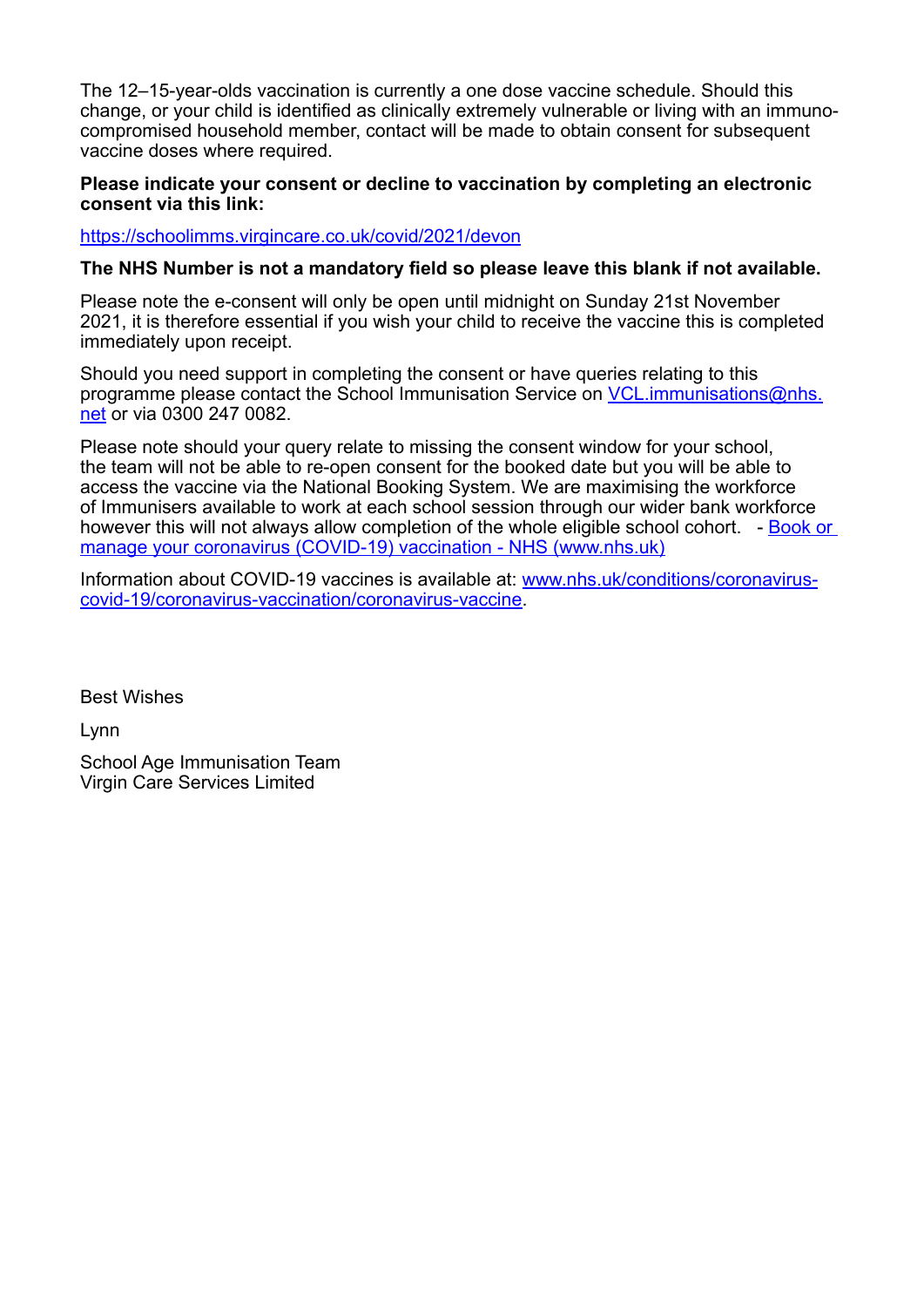The 12–15-year-olds vaccination is currently a one dose vaccine schedule. Should this change, or your child is identified as clinically extremely vulnerable or living with an immuno-compromised household member, contact will be made to obtain consent for subsequent vaccine doses where required.

**Please indicate your consent or decline to vaccination by completing an electronic consent via this link:**

[https://schoolimms.virgincare.co.uk/covid/2021/devon](https://schoolimms.virgincare.co.uk/covid/2021/devon)

**The NHS Number is not a mandatory field so please leave this blank if not available.**

Please note the e-consent will only be open until midnight on Sunday 21st November 2021, it is therefore essential if you wish your child to receive the vaccine this is completed immediately upon receipt.

Should you need support in completing the consent or have queries relating to this programme please contact the School Immunisation Service on [VCL.immunisations@nhs.net](mailto:VCL.immunisations@nhs.net) or via 0300 247 0082.

Please note should your query relate to missing the consent window for your school, the team will not be able to re-open consent for the booked date but you will be able to access the vaccine via the National Booking System. We are maximising the workforce of Immunisers available to work at each school session through our wider bank workforce however this will not always allow completion of the whole eligible school cohort. - [Book or manage your coronavirus (COVID-19) vaccination - NHS (www.nhs.uk)](https://www.nhs.uk)

Information about COVID-19 vaccines is available at: [www.nhs.uk/conditions/coronavirus-covid-19/coronavirus-vaccination/coronavirus-vaccine](https://www.nhs.uk/conditions/coronavirus-covid-19/coronavirus-vaccination/coronavirus-vaccine).

Best Wishes

Lynn

School Age Immunisation Team
Virgin Care Services Limited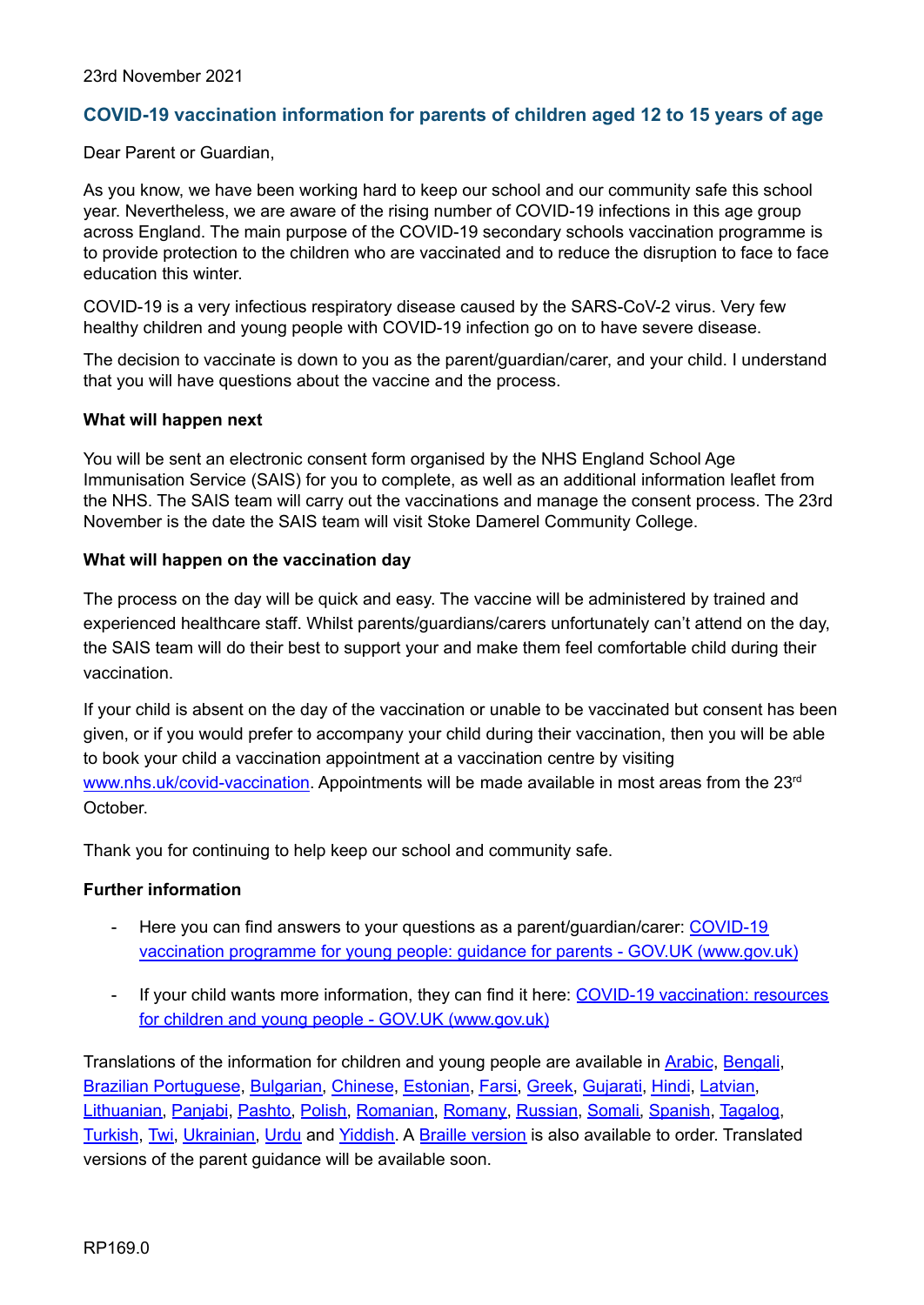23rd November 2021

## COVID-19 vaccination information for parents of children aged 12 to 15 years of age

Dear Parent or Guardian,

As you know, we have been working hard to keep our school and our community safe this school year. Nevertheless, we are aware of the rising number of COVID-19 infections in this age group across England. The main purpose of the COVID-19 secondary schools vaccination programme is to provide protection to the children who are vaccinated and to reduce the disruption to face to face education this winter.

COVID-19 is a very infectious respiratory disease caused by the SARS-CoV-2 virus. Very few healthy children and young people with COVID-19 infection go on to have severe disease.

The decision to vaccinate is down to you as the parent/guardian/carer, and your child. I understand that you will have questions about the vaccine and the process.

**What will happen next**

You will be sent an electronic consent form organised by the NHS England School Age Immunisation Service (SAIS) for you to complete, as well as an additional information leaflet from the NHS. The SAIS team will carry out the vaccinations and manage the consent process. The 23rd November is the date the SAIS team will visit Stoke Damerel Community College.

**What will happen on the vaccination day**

The process on the day will be quick and easy. The vaccine will be administered by trained and experienced healthcare staff. Whilst parents/guardians/carers unfortunately can't attend on the day, the SAIS team will do their best to support your and make them feel comfortable child during their vaccination.

If your child is absent on the day of the vaccination or unable to be vaccinated but consent has been given, or if you would prefer to accompany your child during their vaccination, then you will be able to book your child a vaccination appointment at a vaccination centre by visiting www.nhs.uk/covid-vaccination. Appointments will be made available in most areas from the 23rd October.

Thank you for continuing to help keep our school and community safe.

**Further information**

- Here you can find answers to your questions as a parent/guardian/carer: COVID-19 vaccination programme for young people: guidance for parents - GOV.UK (www.gov.uk)
- If your child wants more information, they can find it here: COVID-19 vaccination: resources for children and young people - GOV.UK (www.gov.uk)

Translations of the information for children and young people are available in Arabic, Bengali, Brazilian Portuguese, Bulgarian, Chinese, Estonian, Farsi, Greek, Gujarati, Hindi, Latvian, Lithuanian, Panjabi, Pashto, Polish, Romanian, Romany, Russian, Somali, Spanish, Tagalog, Turkish, Twi, Ukrainian, Urdu and Yiddish. A Braille version is also available to order. Translated versions of the parent guidance will be available soon.

RP169.0